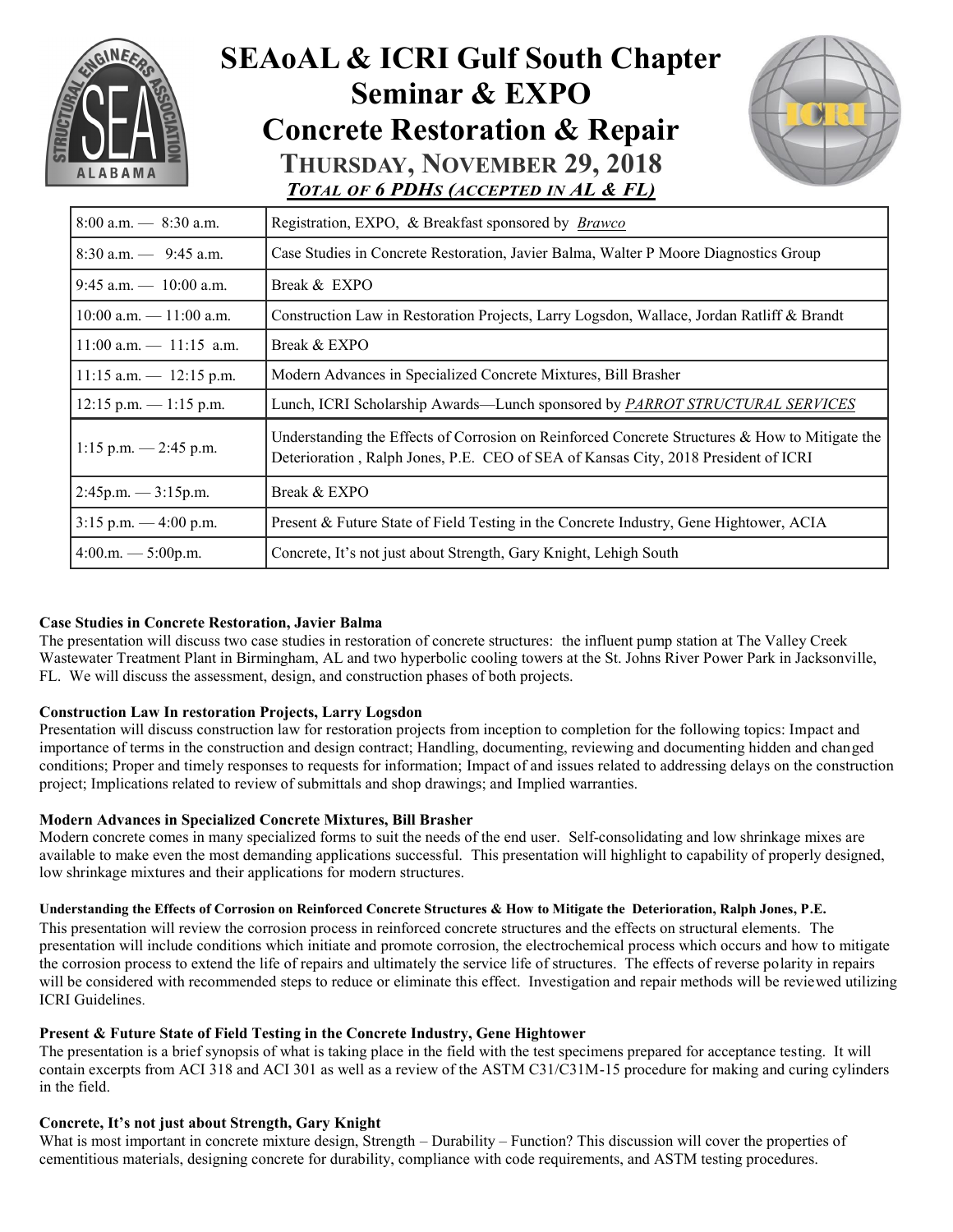# SEAoAL & ICRI Gulf South Chapter Seminar & EXPO

# Concrete Restoration & Repair

## THURSDAY, NOVEMBER 29, 2018

***TOTAL OF 6 PDHS (ACCEPTED IN AL & FL)***

| | |
|---|---|
| 8:00 a.m. — 8:30 a.m. | Registration, EXPO, & Breakfast sponsored by *Brawco* |
| 8:30 a.m. — 9:45 a.m. | Case Studies in Concrete Restoration, Javier Balma, Walter P Moore Diagnostics Group |
| 9:45 a.m. — 10:00 a.m. | Break & EXPO |
| 10:00 a.m. — 11:00 a.m. | Construction Law in Restoration Projects, Larry Logsdon, Wallace, Jordan Ratliff & Brandt |
| 11:00 a.m. — 11:15 a.m. | Break & EXPO |
| 11:15 a.m. — 12:15 p.m. | Modern Advances in Specialized Concrete Mixtures, Bill Brasher |
| 12:15 p.m. — 1:15 p.m. | Lunch, ICRI Scholarship Awards—Lunch sponsored by *PARROT STRUCTURAL SERVICES* |
| 1:15 p.m. — 2:45 p.m. | Understanding the Effects of Corrosion on Reinforced Concrete Structures & How to Mitigate the Deterioration , Ralph Jones, P.E. CEO of SEA of Kansas City, 2018 President of ICRI |
| 2:45p.m. — 3:15p.m. | Break & EXPO |
| 3:15 p.m. — 4:00 p.m. | Present & Future State of Field Testing in the Concrete Industry, Gene Hightower, ACIA |
| 4:00.m. — 5:00p.m. | Concrete, It's not just about Strength, Gary Knight, Lehigh South |

**Case Studies in Concrete Restoration, Javier Balma**

The presentation will discuss two case studies in restoration of concrete structures: the influent pump station at The Valley Creek Wastewater Treatment Plant in Birmingham, AL and two hyperbolic cooling towers at the St. Johns River Power Park in Jacksonville, FL. We will discuss the assessment, design, and construction phases of both projects.

**Construction Law In restoration Projects, Larry Logsdon**

Presentation will discuss construction law for restoration projects from inception to completion for the following topics: Impact and importance of terms in the construction and design contract; Handling, documenting, reviewing and documenting hidden and changed conditions; Proper and timely responses to requests for information; Impact of and issues related to addressing delays on the construction project; Implications related to review of submittals and shop drawings; and Implied warranties.

**Modern Advances in Specialized Concrete Mixtures, Bill Brasher**

Modern concrete comes in many specialized forms to suit the needs of the end user. Self-consolidating and low shrinkage mixes are available to make even the most demanding applications successful. This presentation will highlight to capability of properly designed, low shrinkage mixtures and their applications for modern structures.

**Understanding the Effects of Corrosion on Reinforced Concrete Structures & How to Mitigate the Deterioration, Ralph Jones, P.E.**

This presentation will review the corrosion process in reinforced concrete structures and the effects on structural elements. The presentation will include conditions which initiate and promote corrosion, the electrochemical process which occurs and how to mitigate the corrosion process to extend the life of repairs and ultimately the service life of structures. The effects of reverse polarity in repairs will be considered with recommended steps to reduce or eliminate this effect. Investigation and repair methods will be reviewed utilizing ICRI Guidelines.

**Present & Future State of Field Testing in the Concrete Industry, Gene Hightower**

The presentation is a brief synopsis of what is taking place in the field with the test specimens prepared for acceptance testing. It will contain excerpts from ACI 318 and ACI 301 as well as a review of the ASTM C31/C31M-15 procedure for making and curing cylinders in the field.

**Concrete, It's not just about Strength, Gary Knight**

What is most important in concrete mixture design, Strength – Durability – Function? This discussion will cover the properties of cementitious materials, designing concrete for durability, compliance with code requirements, and ASTM testing procedures.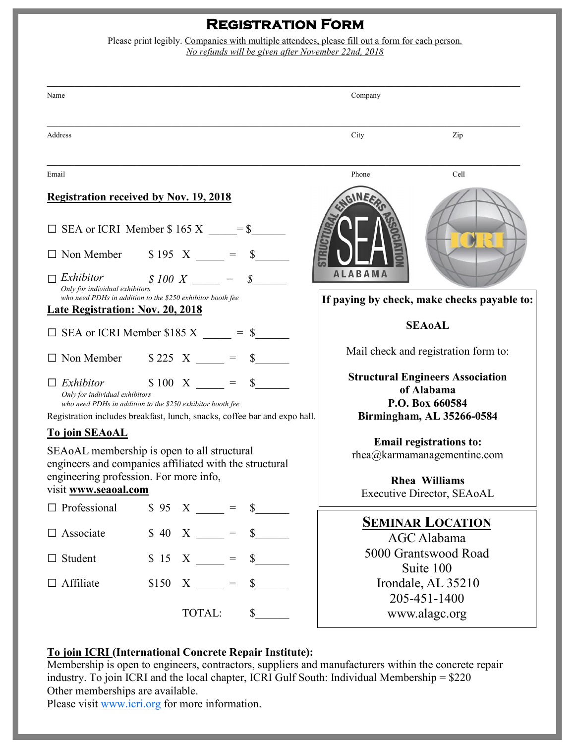# Registration Form

Please print legibly. Companies with multiple attendees, please fill out a form for each person.
*No refunds will be given after November 22nd, 2018*

Name ____________________ Company ____________________

Address ____________________ City __________ Zip __________

Email ____________________ Phone __________ Cell __________

**Registration received by Nov. 19, 2018**

☐ SEA or ICRI Member $ 165 X _____ = $______

☐ Non Member $ 195 X _____ = $______

☐ *Exhibitor* *$ 100 X _____ = $______*
*Only for individual exhibitors who need PDHs in addition to the $250 exhibitor booth fee*

**Late Registration: Nov. 20, 2018**

☐ SEA or ICRI Member $185 X _____ = $______

☐ Non Member $ 225 X _____ = $______

☐ *Exhibitor* $ 100 X _____ = $______
*Only for individual exhibitors who need PDHs in addition to the $250 exhibitor booth fee*

Registration includes breakfast, lunch, snacks, coffee bar and expo hall.

**To join SEAoAL**

SEAoAL membership is open to all structural engineers and companies affiliated with the structural engineering profession. For more info, visit **www.seaoal.com**

☐ Professional $ 95 X _____ = $______

☐ Associate $ 40 X _____ = $______

☐ Student $ 15 X _____ = $______

☐ Affiliate $150 X _____ = $______

TOTAL: $______

**If paying by check, make checks payable to:**

**SEAoAL**

Mail check and registration form to:

**Structural Engineers Association of Alabama**
**P.O. Box 660584**
**Birmingham, AL 35266-0584**

**Email registrations to:**
rhea@karmamanagementinc.com

**Rhea Williams**
Executive Director, SEAoAL

## Seminar Location

AGC Alabama
5000 Grantswood Road
Suite 100
Irondale, AL 35210
205-451-1400
www.alagc.org

**To join ICRI (International Concrete Repair Institute):**
Membership is open to engineers, contractors, suppliers and manufacturers within the concrete repair industry. To join ICRI and the local chapter, ICRI Gulf South: Individual Membership = $220
Other memberships are available.
Please visit www.icri.org for more information.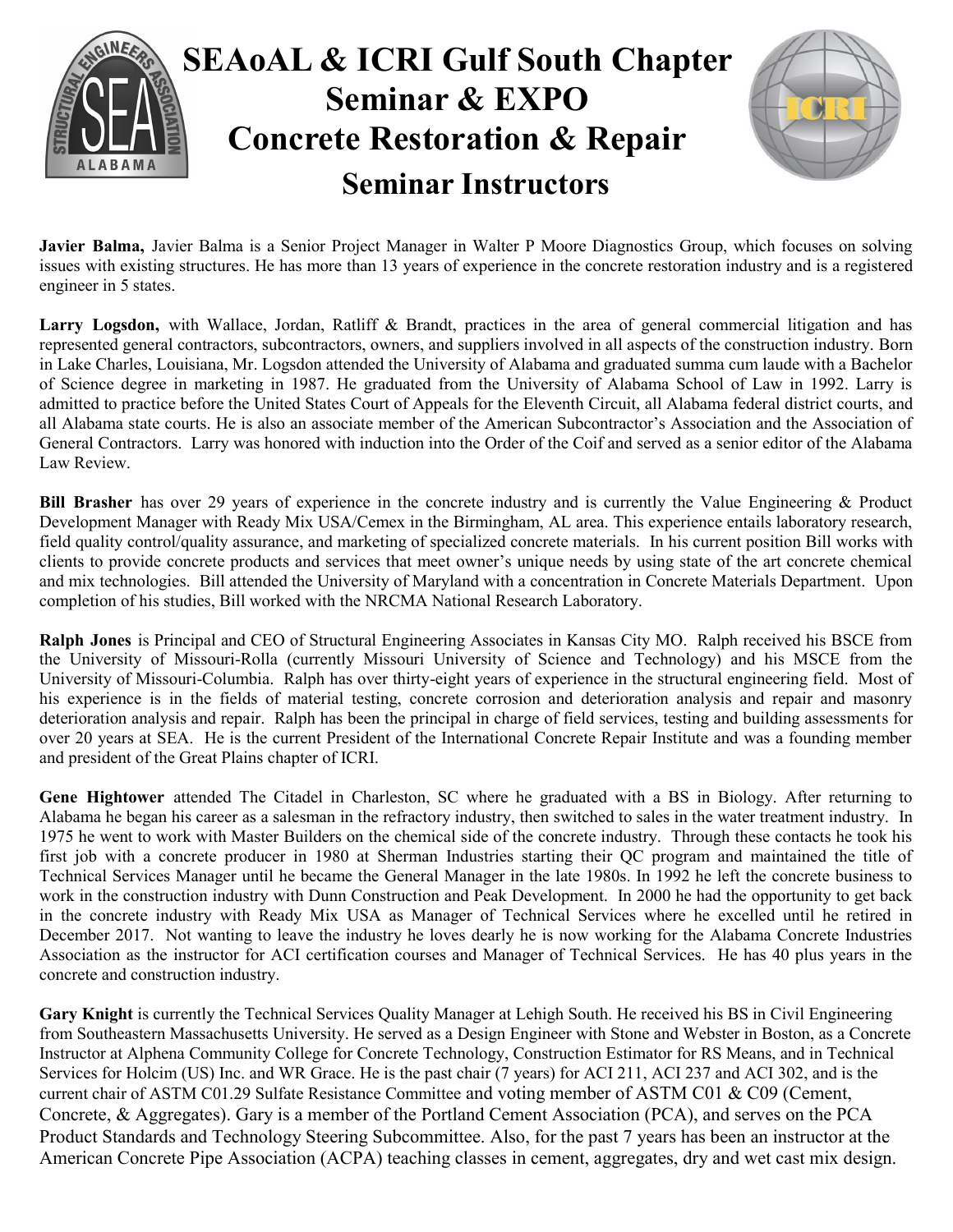# SEAoAL & ICRI Gulf South Chapter Seminar & EXPO Concrete Restoration & Repair

## Seminar Instructors

**Javier Balma,** Javier Balma is a Senior Project Manager in Walter P Moore Diagnostics Group, which focuses on solving issues with existing structures. He has more than 13 years of experience in the concrete restoration industry and is a registered engineer in 5 states.

**Larry Logsdon,** with Wallace, Jordan, Ratliff & Brandt, practices in the area of general commercial litigation and has represented general contractors, subcontractors, owners, and suppliers involved in all aspects of the construction industry. Born in Lake Charles, Louisiana, Mr. Logsdon attended the University of Alabama and graduated summa cum laude with a Bachelor of Science degree in marketing in 1987. He graduated from the University of Alabama School of Law in 1992. Larry is admitted to practice before the United States Court of Appeals for the Eleventh Circuit, all Alabama federal district courts, and all Alabama state courts. He is also an associate member of the American Subcontractor's Association and the Association of General Contractors. Larry was honored with induction into the Order of the Coif and served as a senior editor of the Alabama Law Review.

**Bill Brasher** has over 29 years of experience in the concrete industry and is currently the Value Engineering & Product Development Manager with Ready Mix USA/Cemex in the Birmingham, AL area. This experience entails laboratory research, field quality control/quality assurance, and marketing of specialized concrete materials. In his current position Bill works with clients to provide concrete products and services that meet owner's unique needs by using state of the art concrete chemical and mix technologies. Bill attended the University of Maryland with a concentration in Concrete Materials Department. Upon completion of his studies, Bill worked with the NRCMA National Research Laboratory.

**Ralph Jones** is Principal and CEO of Structural Engineering Associates in Kansas City MO. Ralph received his BSCE from the University of Missouri-Rolla (currently Missouri University of Science and Technology) and his MSCE from the University of Missouri-Columbia. Ralph has over thirty-eight years of experience in the structural engineering field. Most of his experience is in the fields of material testing, concrete corrosion and deterioration analysis and repair and masonry deterioration analysis and repair. Ralph has been the principal in charge of field services, testing and building assessments for over 20 years at SEA. He is the current President of the International Concrete Repair Institute and was a founding member and president of the Great Plains chapter of ICRI.

**Gene Hightower** attended The Citadel in Charleston, SC where he graduated with a BS in Biology. After returning to Alabama he began his career as a salesman in the refractory industry, then switched to sales in the water treatment industry. In 1975 he went to work with Master Builders on the chemical side of the concrete industry. Through these contacts he took his first job with a concrete producer in 1980 at Sherman Industries starting their QC program and maintained the title of Technical Services Manager until he became the General Manager in the late 1980s. In 1992 he left the concrete business to work in the construction industry with Dunn Construction and Peak Development. In 2000 he had the opportunity to get back in the concrete industry with Ready Mix USA as Manager of Technical Services where he excelled until he retired in December 2017. Not wanting to leave the industry he loves dearly he is now working for the Alabama Concrete Industries Association as the instructor for ACI certification courses and Manager of Technical Services. He has 40 plus years in the concrete and construction industry.

**Gary Knight** is currently the Technical Services Quality Manager at Lehigh South. He received his BS in Civil Engineering from Southeastern Massachusetts University. He served as a Design Engineer with Stone and Webster in Boston, as a Concrete Instructor at Alphena Community College for Concrete Technology, Construction Estimator for RS Means, and in Technical Services for Holcim (US) Inc. and WR Grace. He is the past chair (7 years) for ACI 211, ACI 237 and ACI 302, and is the current chair of ASTM C01.29 Sulfate Resistance Committee and voting member of ASTM C01 & C09 (Cement, Concrete, & Aggregates). Gary is a member of the Portland Cement Association (PCA), and serves on the PCA Product Standards and Technology Steering Subcommittee. Also, for the past 7 years has been an instructor at the American Concrete Pipe Association (ACPA) teaching classes in cement, aggregates, dry and wet cast mix design.